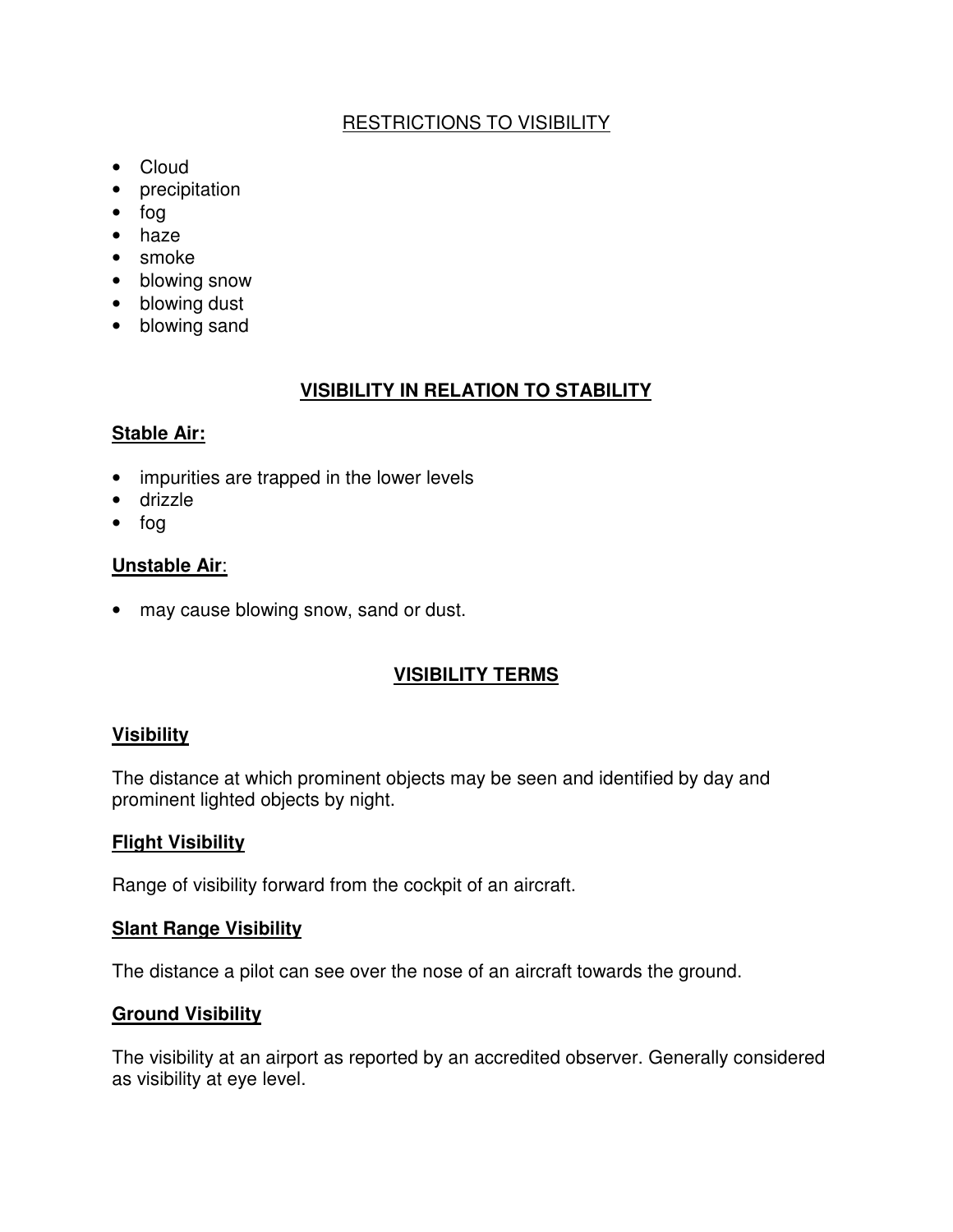## RESTRICTIONS TO VISIBILITY

- Cloud
- precipitation
- fog
- haze
- smoke
- blowing snow
- blowing dust
- blowing sand

## **VISIBILITY IN RELATION TO STABILITY**

### **Stable Air:**

- impurities are trapped in the lower levels
- drizzle
- fog

### **Unstable Air**:

- may cause blowing snow, sand or dust.

## **VISIBILITY TERMS**

### **Visibility**

The distance at which prominent objects may be seen and identified by day and prominent lighted objects by night.

### **Flight Visibility**

Range of visibility forward from the cockpit of an aircraft.

### **Slant Range Visibility**

The distance a pilot can see over the nose of an aircraft towards the ground.

### **Ground Visibility**

The visibility at an airport as reported by an accredited observer. Generally considered as visibility at eye level.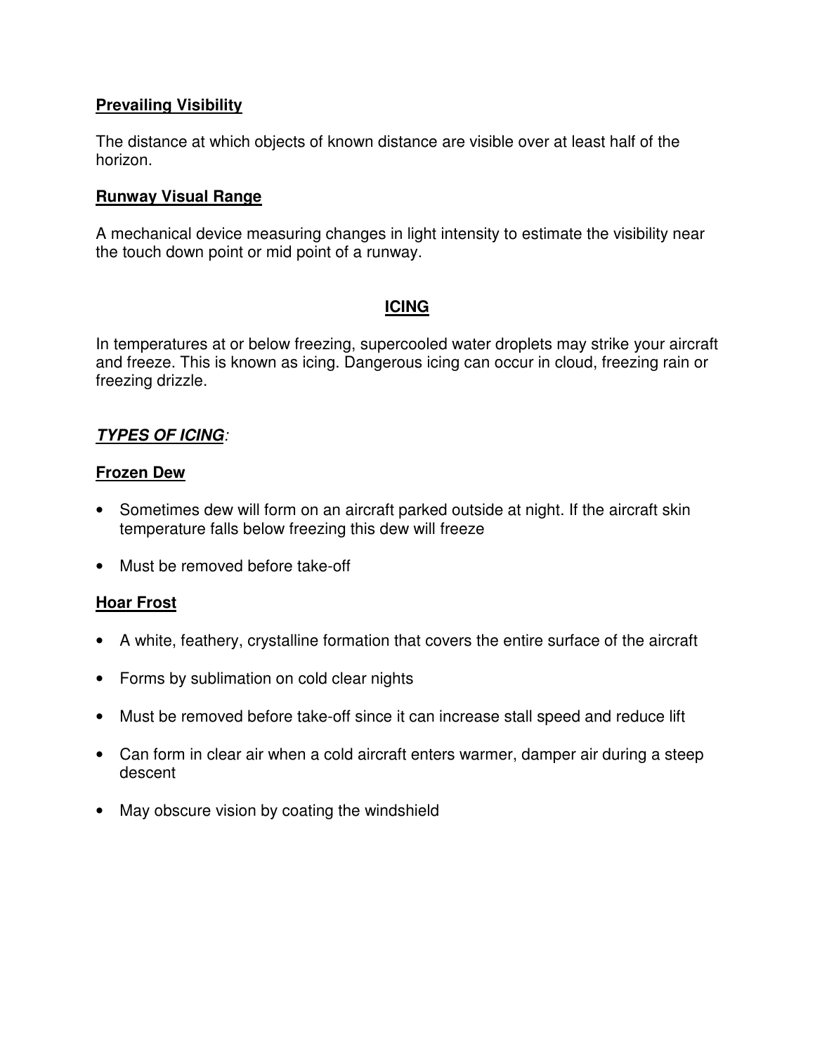**Prevailing Visibility**

The distance at which objects of known distance are visible over at least half of the horizon.

**Runway Visual Range**

A mechanical device measuring changes in light intensity to estimate the visibility near the touch down point or mid point of a runway.

## ICING

In temperatures at or below freezing, supercooled water droplets may strike your aircraft and freeze. This is known as icing. Dangerous icing can occur in cloud, freezing rain or freezing drizzle.

***TYPES OF ICING***:

**Frozen Dew**

- Sometimes dew will form on an aircraft parked outside at night. If the aircraft skin temperature falls below freezing this dew will freeze
- Must be removed before take-off

**Hoar Frost**

- A white, feathery, crystalline formation that covers the entire surface of the aircraft
- Forms by sublimation on cold clear nights
- Must be removed before take-off since it can increase stall speed and reduce lift
- Can form in clear air when a cold aircraft enters warmer, damper air during a steep descent
- May obscure vision by coating the windshield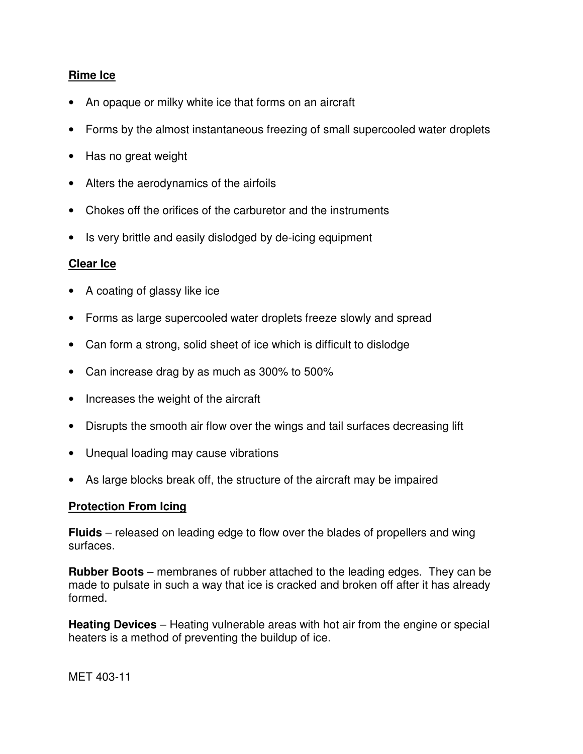**Rime Ice**

- An opaque or milky white ice that forms on an aircraft
- Forms by the almost instantaneous freezing of small supercooled water droplets
- Has no great weight
- Alters the aerodynamics of the airfoils
- Chokes off the orifices of the carburetor and the instruments
- Is very brittle and easily dislodged by de-icing equipment

**Clear Ice**

- A coating of glassy like ice
- Forms as large supercooled water droplets freeze slowly and spread
- Can form a strong, solid sheet of ice which is difficult to dislodge
- Can increase drag by as much as 300% to 500%
- Increases the weight of the aircraft
- Disrupts the smooth air flow over the wings and tail surfaces decreasing lift
- Unequal loading may cause vibrations
- As large blocks break off, the structure of the aircraft may be impaired

**Protection From Icing**

**Fluids** – released on leading edge to flow over the blades of propellers and wing surfaces.

**Rubber Boots** – membranes of rubber attached to the leading edges. They can be made to pulsate in such a way that ice is cracked and broken off after it has already formed.

**Heating Devices** – Heating vulnerable areas with hot air from the engine or special heaters is a method of preventing the buildup of ice.

MET 403-11